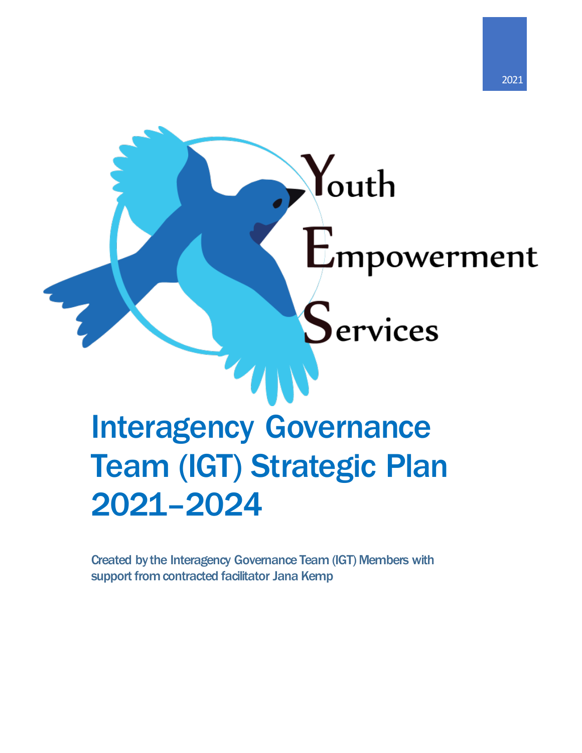2021

Youth Empowerment Services

# Interagency Governance Team (IGT) Strategic Plan 2021–2024

**Created by the Interagency Governance Team (IGT) Members with support from contracted facilitator Jana Kemp**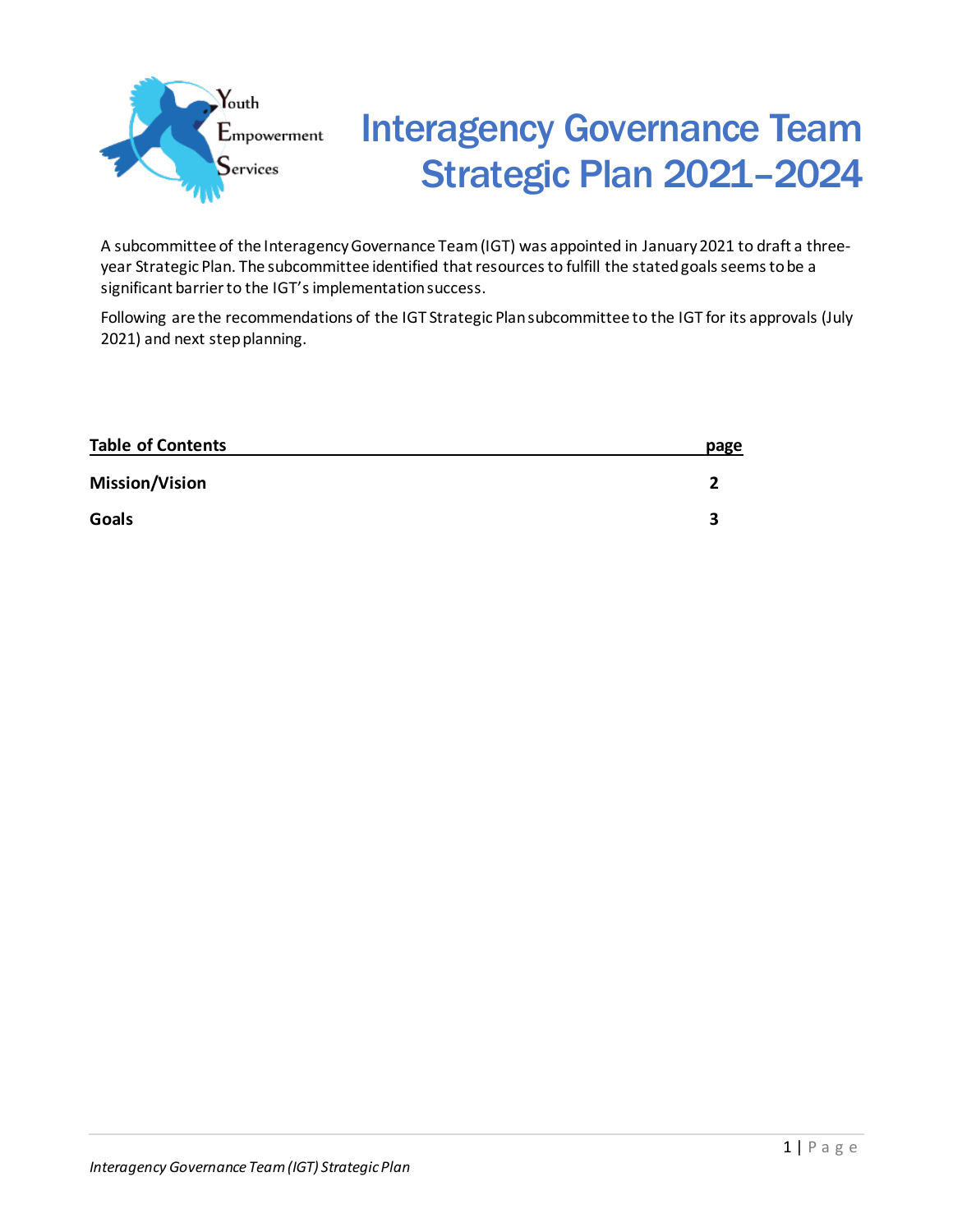# Interagency Governance Team Strategic Plan 2021–2024

A subcommittee of the Interagency Governance Team (IGT) was appointed in January 2021 to draft a three-year Strategic Plan. The subcommittee identified that resources to fulfill the stated goals seems to be a significant barrier to the IGT's implementation success.

Following are the recommendations of the IGT Strategic Plan subcommittee to the IGT for its approvals (July 2021) and next step planning.

| Table of Contents | page |
|---|---|
| **Mission/Vision** | **2** |
| **Goals** | **3** |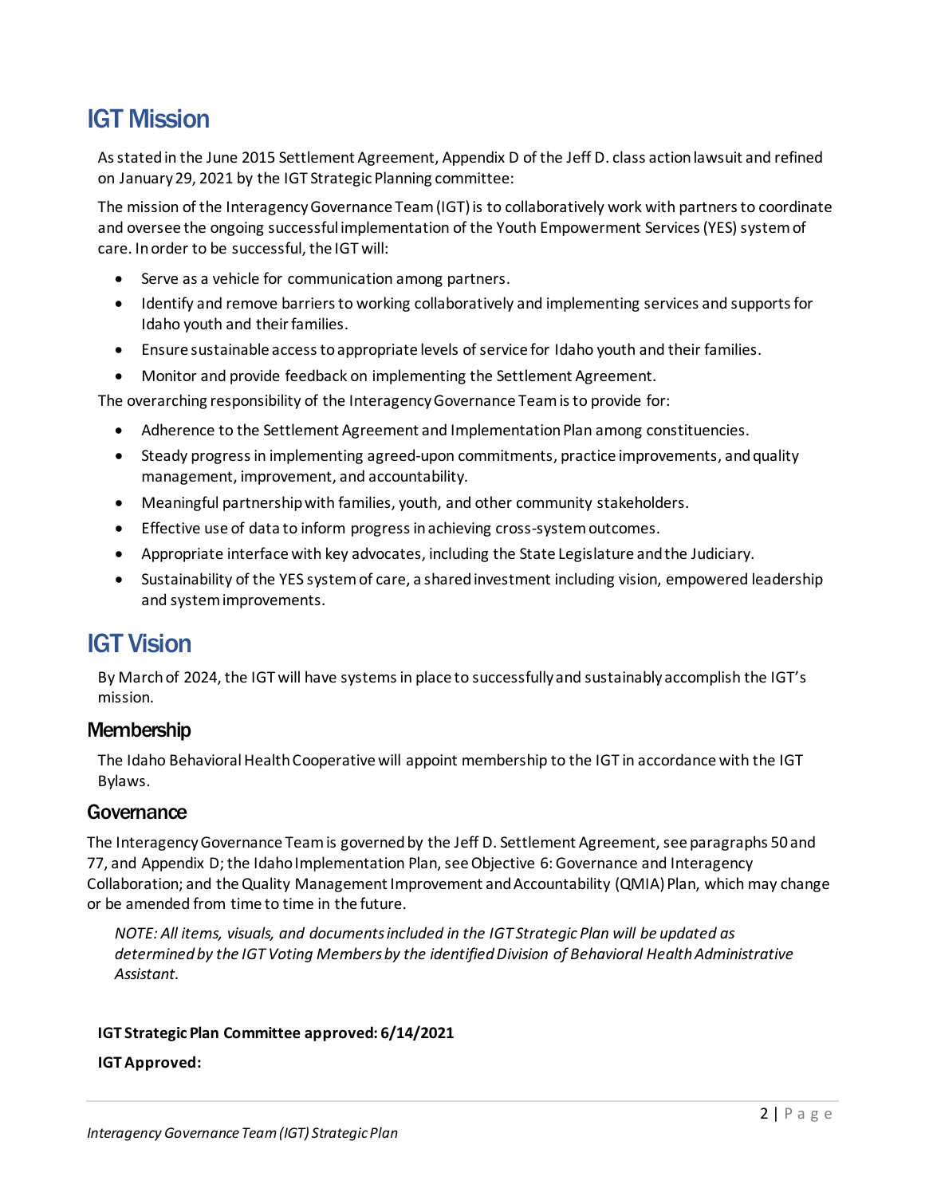# IGT Mission

As stated in the June 2015 Settlement Agreement, Appendix D of the Jeff D. class action lawsuit and refined on January 29, 2021 by the IGT Strategic Planning committee:

The mission of the Interagency Governance Team (IGT) is to collaboratively work with partners to coordinate and oversee the ongoing successful implementation of the Youth Empowerment Services (YES) system of care. In order to be successful, the IGT will:

- Serve as a vehicle for communication among partners.
- Identify and remove barriers to working collaboratively and implementing services and supports for Idaho youth and their families.
- Ensure sustainable access to appropriate levels of service for Idaho youth and their families.
- Monitor and provide feedback on implementing the Settlement Agreement.

The overarching responsibility of the Interagency Governance Team is to provide for:

- Adherence to the Settlement Agreement and Implementation Plan among constituencies.
- Steady progress in implementing agreed-upon commitments, practice improvements, and quality management, improvement, and accountability.
- Meaningful partnership with families, youth, and other community stakeholders.
- Effective use of data to inform progress in achieving cross-system outcomes.
- Appropriate interface with key advocates, including the State Legislature and the Judiciary.
- Sustainability of the YES system of care, a shared investment including vision, empowered leadership and system improvements.

# IGT Vision

By March of 2024, the IGT will have systems in place to successfully and sustainably accomplish the IGT's mission.

## Membership

The Idaho Behavioral Health Cooperative will appoint membership to the IGT in accordance with the IGT Bylaws.

## Governance

The Interagency Governance Team is governed by the Jeff D. Settlement Agreement, see paragraphs 50 and 77, and Appendix D; the Idaho Implementation Plan, see Objective 6: Governance and Interagency Collaboration; and the Quality Management Improvement and Accountability (QMIA) Plan, which may change or be amended from time to time in the future.

*NOTE: All items, visuals, and documents included in the IGT Strategic Plan will be updated as determined by the IGT Voting Members by the identified Division of Behavioral Health Administrative Assistant.*

**IGT Strategic Plan Committee approved: 6/14/2021**

**IGT Approved:**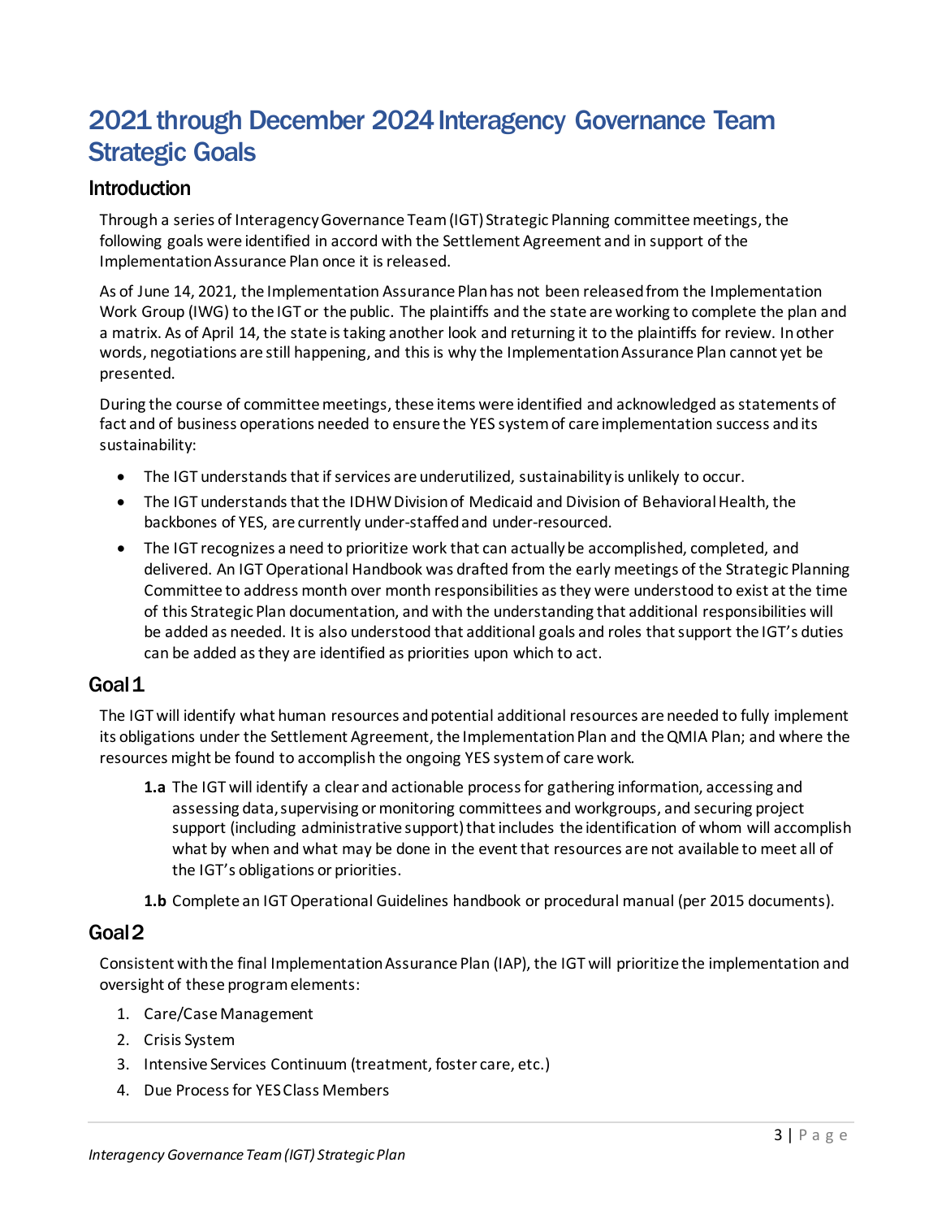# 2021 through December 2024 Interagency Governance Team Strategic Goals

## Introduction

Through a series of Interagency Governance Team (IGT) Strategic Planning committee meetings, the following goals were identified in accord with the Settlement Agreement and in support of the Implementation Assurance Plan once it is released.

As of June 14, 2021, the Implementation Assurance Plan has not been released from the Implementation Work Group (IWG) to the IGT or the public. The plaintiffs and the state are working to complete the plan and a matrix. As of April 14, the state is taking another look and returning it to the plaintiffs for review. In other words, negotiations are still happening, and this is why the Implementation Assurance Plan cannot yet be presented.

During the course of committee meetings, these items were identified and acknowledged as statements of fact and of business operations needed to ensure the YES system of care implementation success and its sustainability:

- The IGT understands that if services are underutilized, sustainability is unlikely to occur.
- The IGT understands that the IDHW Division of Medicaid and Division of Behavioral Health, the backbones of YES, are currently under-staffed and under-resourced.
- The IGT recognizes a need to prioritize work that can actually be accomplished, completed, and delivered. An IGT Operational Handbook was drafted from the early meetings of the Strategic Planning Committee to address month over month responsibilities as they were understood to exist at the time of this Strategic Plan documentation, and with the understanding that additional responsibilities will be added as needed. It is also understood that additional goals and roles that support the IGT's duties can be added as they are identified as priorities upon which to act.

## Goal 1

The IGT will identify what human resources and potential additional resources are needed to fully implement its obligations under the Settlement Agreement, the Implementation Plan and the QMIA Plan; and where the resources might be found to accomplish the ongoing YES system of care work.

**1.a** The IGT will identify a clear and actionable process for gathering information, accessing and assessing data, supervising or monitoring committees and workgroups, and securing project support (including administrative support) that includes the identification of whom will accomplish what by when and what may be done in the event that resources are not available to meet all of the IGT's obligations or priorities.

**1.b** Complete an IGT Operational Guidelines handbook or procedural manual (per 2015 documents).

## Goal 2

Consistent with the final Implementation Assurance Plan (IAP), the IGT will prioritize the implementation and oversight of these program elements:

1. Care/Case Management
2. Crisis System
3. Intensive Services Continuum (treatment, foster care, etc.)
4. Due Process for YES Class Members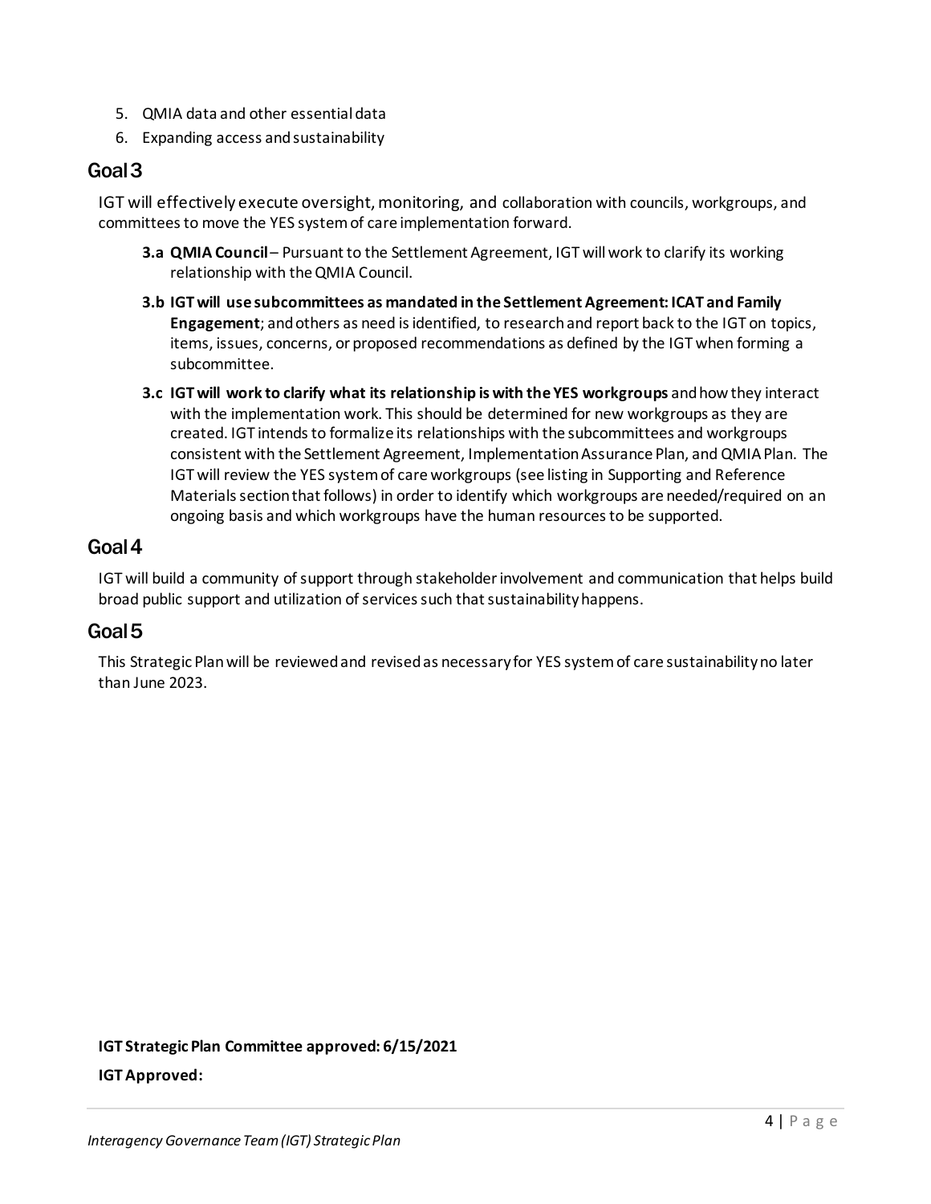5. QMIA data and other essential data
6. Expanding access and sustainability

## Goal 3

IGT will effectively execute oversight, monitoring, and collaboration with councils, workgroups, and committees to move the YES system of care implementation forward.

- **3.a QMIA Council** – Pursuant to the Settlement Agreement, IGT will work to clarify its working relationship with the QMIA Council.
- **3.b IGT will use subcommittees as mandated in the Settlement Agreement: ICAT and Family Engagement**; and others as need is identified, to research and report back to the IGT on topics, items, issues, concerns, or proposed recommendations as defined by the IGT when forming a subcommittee.
- **3.c IGT will work to clarify what its relationship is with the YES workgroups** and how they interact with the implementation work. This should be determined for new workgroups as they are created. IGT intends to formalize its relationships with the subcommittees and workgroups consistent with the Settlement Agreement, Implementation Assurance Plan, and QMIA Plan. The IGT will review the YES system of care workgroups (see listing in Supporting and Reference Materials section that follows) in order to identify which workgroups are needed/required on an ongoing basis and which workgroups have the human resources to be supported.

## Goal 4

IGT will build a community of support through stakeholder involvement and communication that helps build broad public support and utilization of services such that sustainability happens.

## Goal 5

This Strategic Plan will be reviewed and revised as necessary for YES system of care sustainability no later than June 2023.

**IGT Strategic Plan Committee approved: 6/15/2021**

**IGT Approved:**